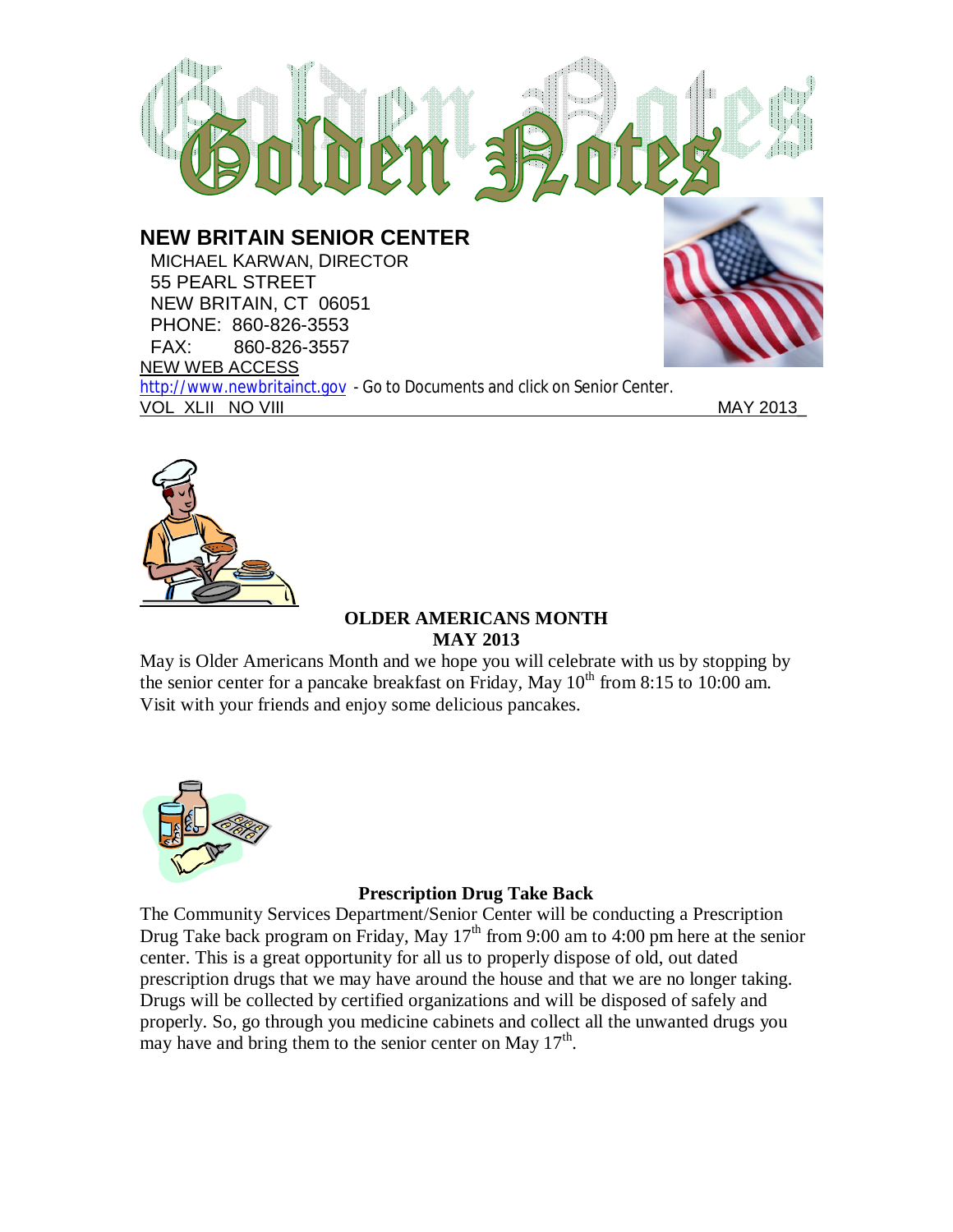# Golden Notes

## NEW BRITAIN SENIOR CENTER

MICHAEL KARWAN, DIRECTOR
55 PEARL STREET
NEW BRITAIN, CT 06051
PHONE: 860-826-3553
FAX: 860-826-3557

NEW WEB ACCESS
http://www.newbritainct.gov - Go to Documents and click on Senior Center.

VOL XLII NO VIII MAY 2013

### OLDER AMERICANS MONTH
### MAY 2013

May is Older Americans Month and we hope you will celebrate with us by stopping by the senior center for a pancake breakfast on Friday, May 10th from 8:15 to 10:00 am. Visit with your friends and enjoy some delicious pancakes.

### Prescription Drug Take Back

The Community Services Department/Senior Center will be conducting a Prescription Drug Take back program on Friday, May 17th from 9:00 am to 4:00 pm here at the senior center. This is a great opportunity for all us to properly dispose of old, out dated prescription drugs that we may have around the house and that we are no longer taking. Drugs will be collected by certified organizations and will be disposed of safely and properly. So, go through you medicine cabinets and collect all the unwanted drugs you may have and bring them to the senior center on May 17th.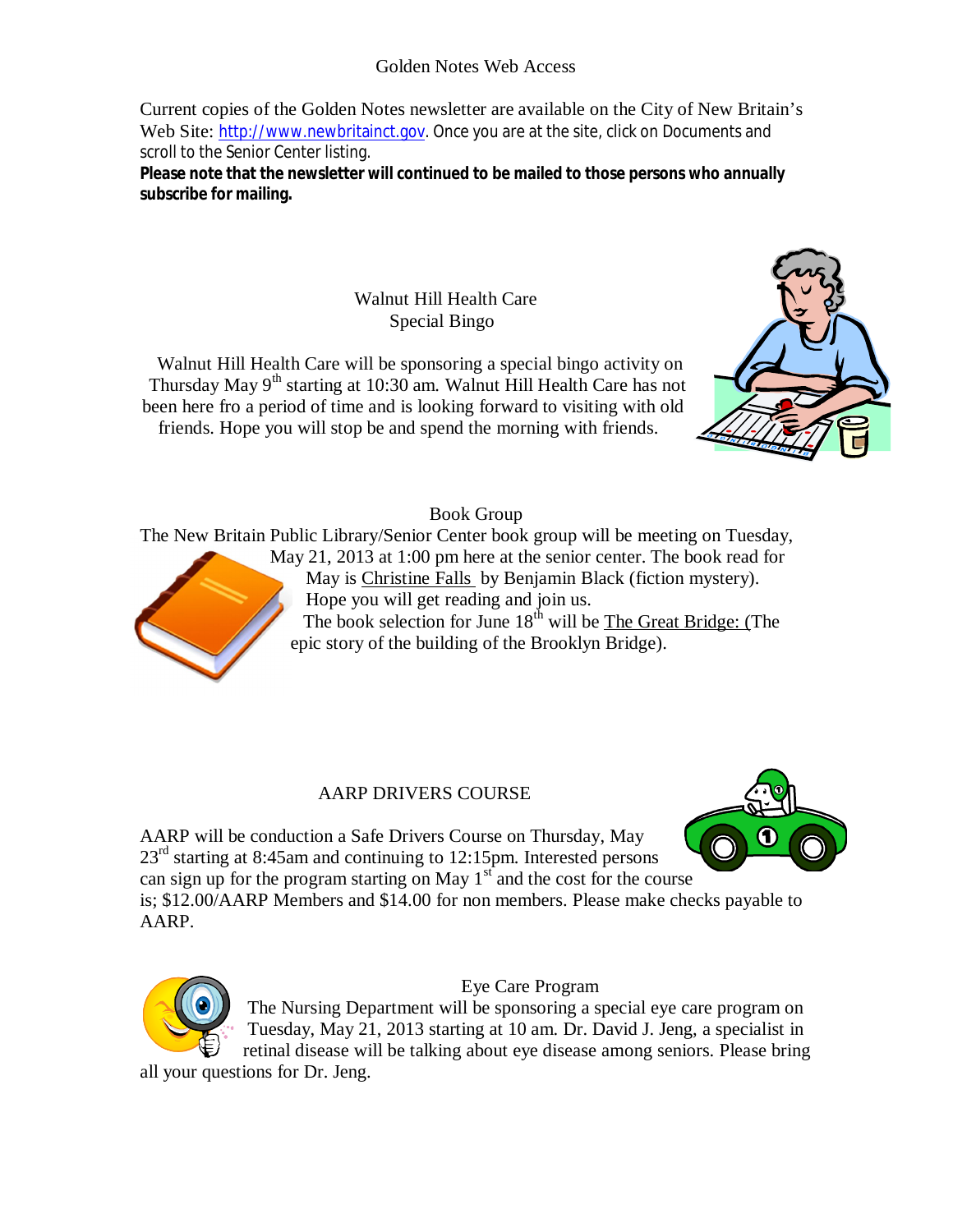## Golden Notes Web Access

Current copies of the Golden Notes newsletter are available on the City of New Britain's Web Site: http://www.newbritainct.gov. Once you are at the site, click on Documents and scroll to the Senior Center listing.

**Please note that the newsletter will continued to be mailed to those persons who annually subscribe for mailing.**

## Walnut Hill Health Care
## Special Bingo

Walnut Hill Health Care will be sponsoring a special bingo activity on Thursday May 9th starting at 10:30 am. Walnut Hill Health Care has not been here fro a period of time and is looking forward to visiting with old friends. Hope you will stop be and spend the morning with friends.

## Book Group

The New Britain Public Library/Senior Center book group will be meeting on Tuesday, May 21, 2013 at 1:00 pm here at the senior center. The book read for May is Christine Falls by Benjamin Black (fiction mystery). Hope you will get reading and join us.

The book selection for June 18th will be The Great Bridge: (The epic story of the building of the Brooklyn Bridge).

## AARP DRIVERS COURSE

AARP will be conduction a Safe Drivers Course on Thursday, May 23rd starting at 8:45am and continuing to 12:15pm. Interested persons can sign up for the program starting on May 1st and the cost for the course is; $12.00/AARP Members and $14.00 for non members. Please make checks payable to AARP.

## Eye Care Program

The Nursing Department will be sponsoring a special eye care program on Tuesday, May 21, 2013 starting at 10 am. Dr. David J. Jeng, a specialist in retinal disease will be talking about eye disease among seniors. Please bring all your questions for Dr. Jeng.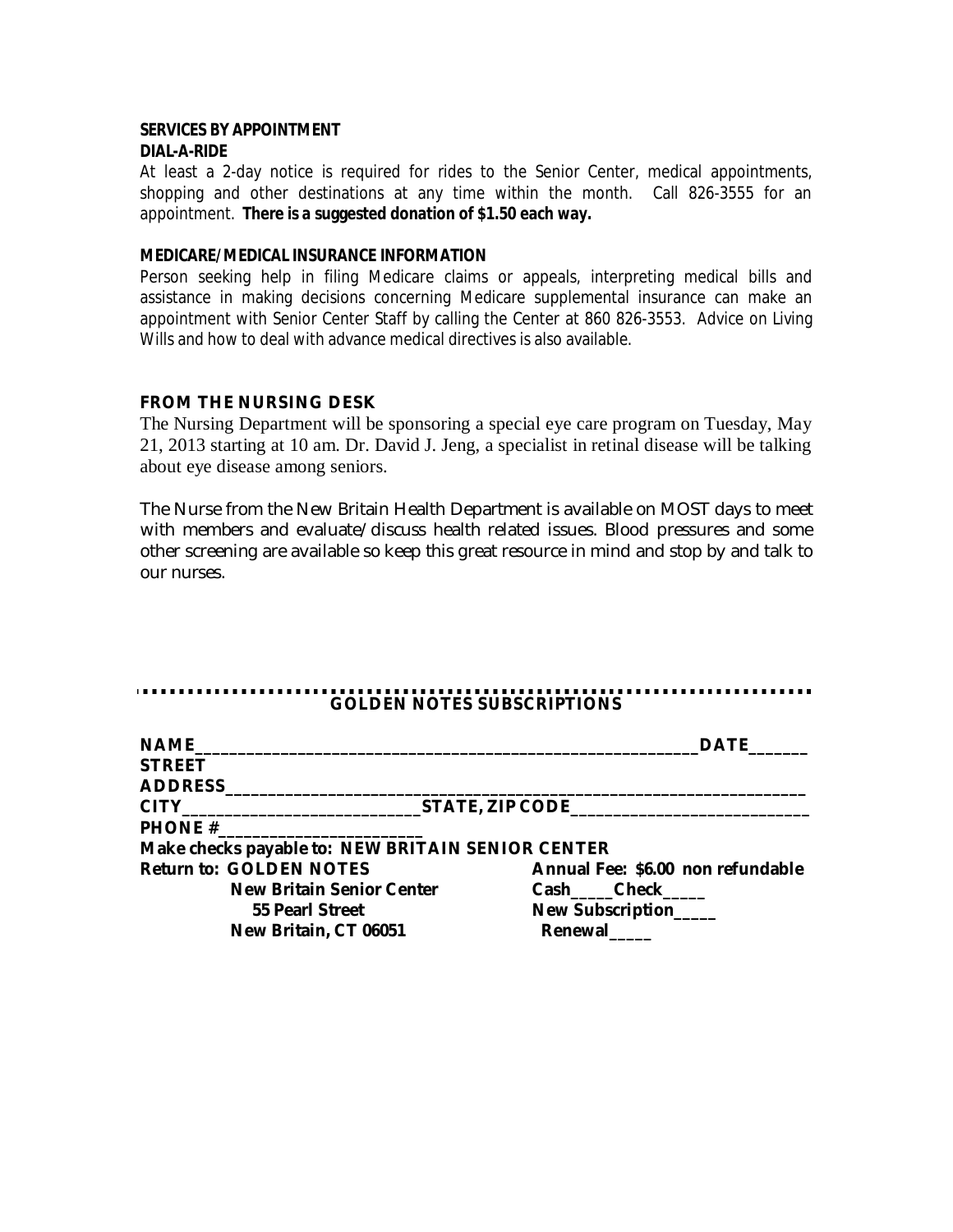**SERVICES BY APPOINTMENT**

**DIAL-A-RIDE**

At least a 2-day notice is required for rides to the Senior Center, medical appointments, shopping and other destinations at any time within the month. Call 826-3555 for an appointment. **There is a suggested donation of $1.50 each way.**

**MEDICARE/MEDICAL INSURANCE INFORMATION**

Person seeking help in filing Medicare claims or appeals, interpreting medical bills and assistance in making decisions concerning Medicare supplemental insurance can make an appointment with Senior Center Staff by calling the Center at 860 826-3553. Advice on Living Wills and how to deal with advance medical directives is also available.

**FROM THE NURSING DESK**

The Nursing Department will be sponsoring a special eye care program on Tuesday, May 21, 2013 starting at 10 am. Dr. David J. Jeng, a specialist in retinal disease will be talking about eye disease among seniors.

The Nurse from the New Britain Health Department is available on MOST days to meet with members and evaluate/discuss health related issues. Blood pressures and some other screening are available so keep this great resource in mind and stop by and talk to our nurses.

---

**GOLDEN NOTES SUBSCRIPTIONS**

**NAME**_____________________________________________________________**DATE**_______

**STREET ADDRESS**____________________________________________________________________

**CITY**____________________________**STATE, ZIP CODE**_____________________________

**PHONE #**________________________

**Make checks payable to: NEW BRITAIN SENIOR CENTER**

**Return to: GOLDEN NOTES**
**New Britain Senior Center**
**55 Pearl Street**
**New Britain, CT 06051**

**Annual Fee: $6.00 non refundable**
**Cash_____Check_____**
**New Subscription_____**
**Renewal_____**